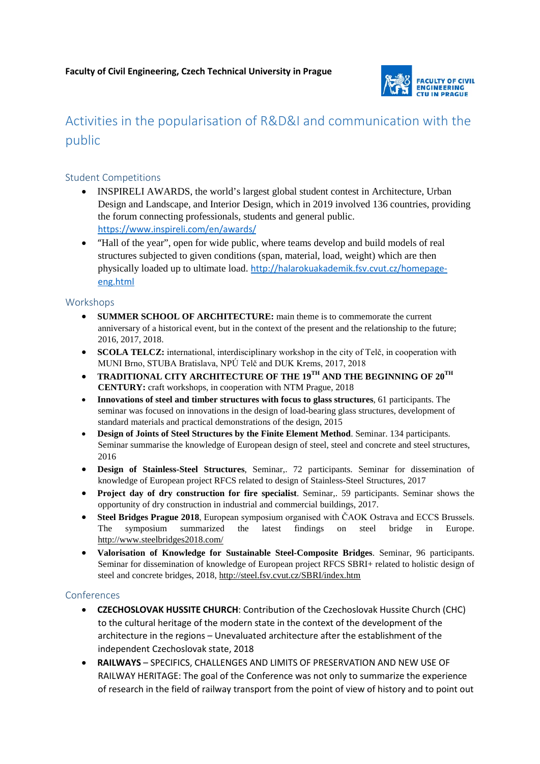**Faculty of Civil Engineering, Czech Technical University in Prague**

# Activities in the popularisation of R&D&I and communication with the public

## Student Competitions

- INSPIRELI AWARDS, the world's largest global student contest in Architecture, Urban Design and Landscape, and Interior Design, which in 2019 involved 136 countries, providing the forum connecting professionals, students and general public. https://www.inspireli.com/en/awards/
- "Hall of the year", open for wide public, where teams develop and build models of real structures subjected to given conditions (span, material, load, weight) which are then physically loaded up to ultimate load. http://halarokuakademik.fsv.cvut.cz/homepage-eng.html

## Workshops

- **SUMMER SCHOOL OF ARCHITECTURE:** main theme is to commemorate the current anniversary of a historical event, but in the context of the present and the relationship to the future; 2016, 2017, 2018.
- **SCOLA TELCZ:** international, interdisciplinary workshop in the city of Telč, in cooperation with MUNI Brno, STUBA Bratislava, NPÚ Telč and DUK Krems, 2017, 2018
- **TRADITIONAL CITY ARCHITECTURE OF THE 19TH AND THE BEGINNING OF 20TH CENTURY:** craft workshops, in cooperation with NTM Prague, 2018
- **Innovations of steel and timber structures with focus to glass structures**, 61 participants. The seminar was focused on innovations in the design of load-bearing glass structures, development of standard materials and practical demonstrations of the design, 2015
- **Design of Joints of Steel Structures by the Finite Element Method**. Seminar. 134 participants. Seminar summarise the knowledge of European design of steel, steel and concrete and steel structures, 2016
- **Design of Stainless-Steel Structures**, Seminar,. 72 participants. Seminar for dissemination of knowledge of European project RFCS related to design of Stainless-Steel Structures, 2017
- **Project day of dry construction for fire specialist**. Seminar,. 59 participants. Seminar shows the opportunity of dry construction in industrial and commercial buildings, 2017.
- **Steel Bridges Prague 2018**, European symposium organised with ČAOK Ostrava and ECCS Brussels. The symposium summarized the latest findings on steel bridge in Europe. http://www.steelbridges2018.com/
- **Valorisation of Knowledge for Sustainable Steel-Composite Bridges**. Seminar, 96 participants. Seminar for dissemination of knowledge of European project RFCS SBRI+ related to holistic design of steel and concrete bridges, 2018, http://steel.fsv.cvut.cz/SBRI/index.htm

## Conferences

- **CZECHOSLOVAK HUSSITE CHURCH**: Contribution of the Czechoslovak Hussite Church (CHC) to the cultural heritage of the modern state in the context of the development of the architecture in the regions – Unevaluated architecture after the establishment of the independent Czechoslovak state, 2018
- **RAILWAYS** – SPECIFICS, CHALLENGES AND LIMITS OF PRESERVATION AND NEW USE OF RAILWAY HERITAGE: The goal of the Conference was not only to summarize the experience of research in the field of railway transport from the point of view of history and to point out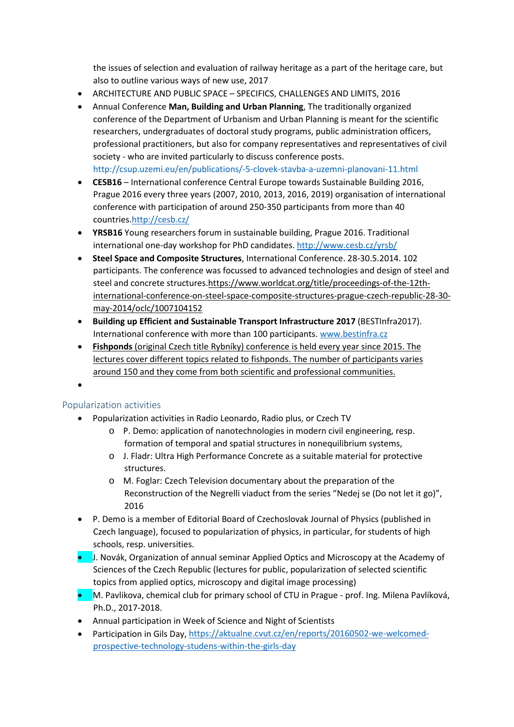the issues of selection and evaluation of railway heritage as a part of the heritage care, but also to outline various ways of new use, 2017

- ARCHITECTURE AND PUBLIC SPACE – SPECIFICS, CHALLENGES AND LIMITS, 2016
- Annual Conference **Man, Building and Urban Planning**, The traditionally organized conference of the Department of Urbanism and Urban Planning is meant for the scientific researchers, undergraduates of doctoral study programs, public administration officers, professional practitioners, but also for company representatives and representatives of civil society - who are invited particularly to discuss conference posts. http://csup.uzemi.eu/en/publications/-5-clovek-stavba-a-uzemni-planovani-11.html
- **CESB16** – International conference Central Europe towards Sustainable Building 2016, Prague 2016 every three years (2007, 2010, 2013, 2016, 2019) organisation of international conference with participation of around 250-350 participants from more than 40 countries.http://cesb.cz/
- **YRSB16** Young researchers forum in sustainable building, Prague 2016. Traditional international one-day workshop for PhD candidates. http://www.cesb.cz/yrsb/
- **Steel Space and Composite Structures**, International Conference. 28-30.5.2014. 102 participants. The conference was focussed to advanced technologies and design of steel and steel and concrete structures.https://www.worldcat.org/title/proceedings-of-the-12th-international-conference-on-steel-space-composite-structures-prague-czech-republic-28-30-may-2014/oclc/1007104152
- **Building up Efficient and Sustainable Transport Infrastructure 2017** (BESTInfra2017). International conference with more than 100 participants. www.bestinfra.cz
- **Fishponds** (original Czech title Rybníky) conference is held every year since 2015. The lectures cover different topics related to fishponds. The number of participants varies around 150 and they come from both scientific and professional communities.
- 

## Popularization activities

- Popularization activities in Radio Leonardo, Radio plus, or Czech TV
  - P. Demo: application of nanotechnologies in modern civil engineering, resp. formation of temporal and spatial structures in nonequilibrium systems,
  - J. Fladr: Ultra High Performance Concrete as a suitable material for protective structures.
  - M. Foglar: Czech Television documentary about the preparation of the Reconstruction of the Negrelli viaduct from the series "Nedej se (Do not let it go)", 2016
- P. Demo is a member of Editorial Board of Czechoslovak Journal of Physics (published in Czech language), focused to popularization of physics, in particular, for students of high schools, resp. universities.
- J. Novák, Organization of annual seminar Applied Optics and Microscopy at the Academy of Sciences of the Czech Republic (lectures for public, popularization of selected scientific topics from applied optics, microscopy and digital image processing)
- M. Pavlikova, chemical club for primary school of CTU in Prague - prof. Ing. Milena Pavlíková, Ph.D., 2017-2018.
- Annual participation in Week of Science and Night of Scientists
- Participation in Gils Day, https://aktualne.cvut.cz/en/reports/20160502-we-welcomed-prospective-technology-studens-within-the-girls-day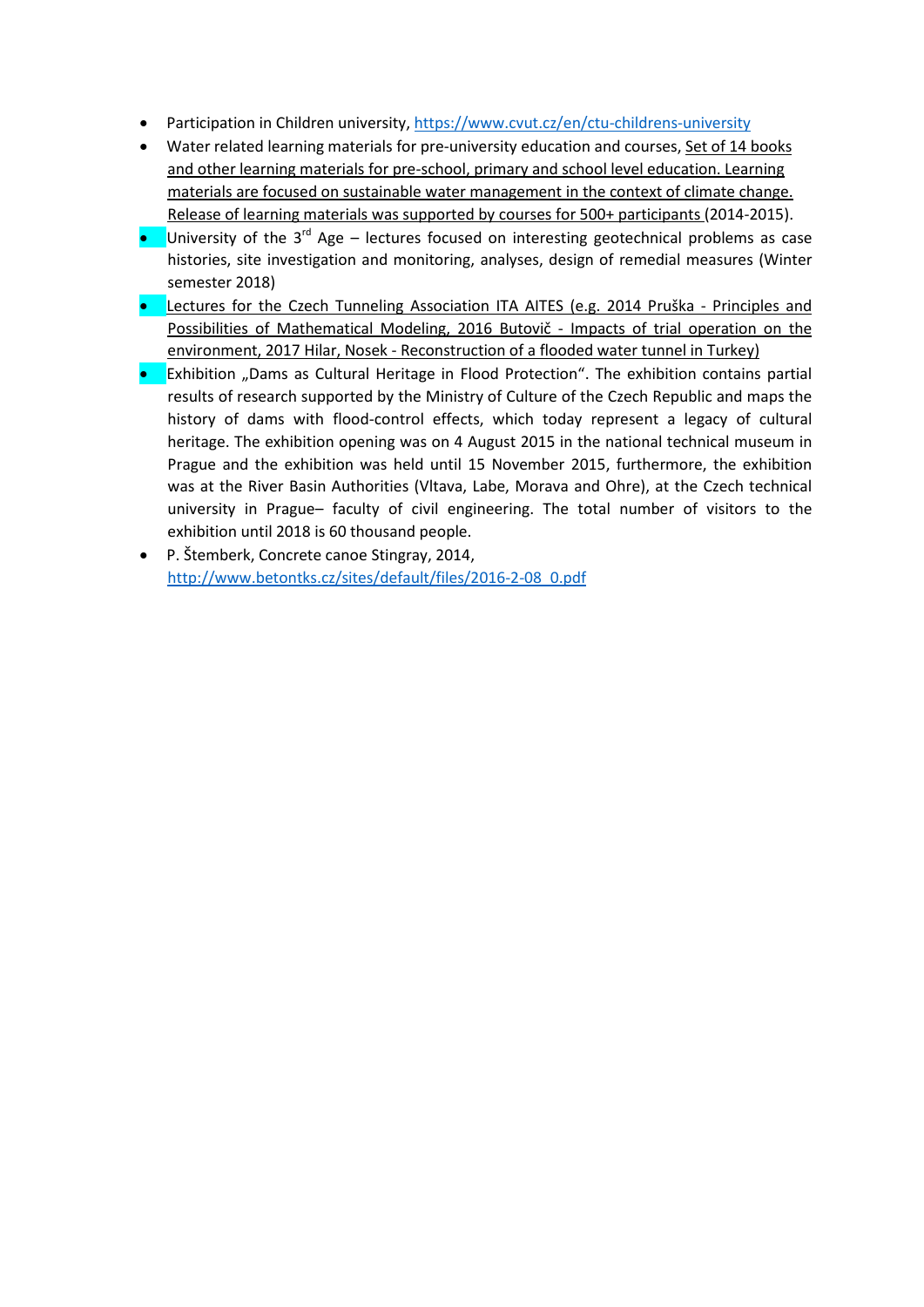- Participation in Children university, https://www.cvut.cz/en/ctu-childrens-university
- Water related learning materials for pre-university education and courses, Set of 14 books and other learning materials for pre-school, primary and school level education. Learning materials are focused on sustainable water management in the context of climate change. Release of learning materials was supported by courses for 500+ participants (2014-2015).
- University of the 3rd Age – lectures focused on interesting geotechnical problems as case histories, site investigation and monitoring, analyses, design of remedial measures (Winter semester 2018)
- Lectures for the Czech Tunneling Association ITA AITES (e.g. 2014 Pruška - Principles and Possibilities of Mathematical Modeling, 2016 Butovič - Impacts of trial operation on the environment, 2017 Hilar, Nosek - Reconstruction of a flooded water tunnel in Turkey)
- Exhibition „Dams as Cultural Heritage in Flood Protection“. The exhibition contains partial results of research supported by the Ministry of Culture of the Czech Republic and maps the history of dams with flood-control effects, which today represent a legacy of cultural heritage. The exhibition opening was on 4 August 2015 in the national technical museum in Prague and the exhibition was held until 15 November 2015, furthermore, the exhibition was at the River Basin Authorities (Vltava, Labe, Morava and Ohre), at the Czech technical university in Prague– faculty of civil engineering. The total number of visitors to the exhibition until 2018 is 60 thousand people.
- P. Štemberk, Concrete canoe Stingray, 2014, http://www.betontks.cz/sites/default/files/2016-2-08_0.pdf